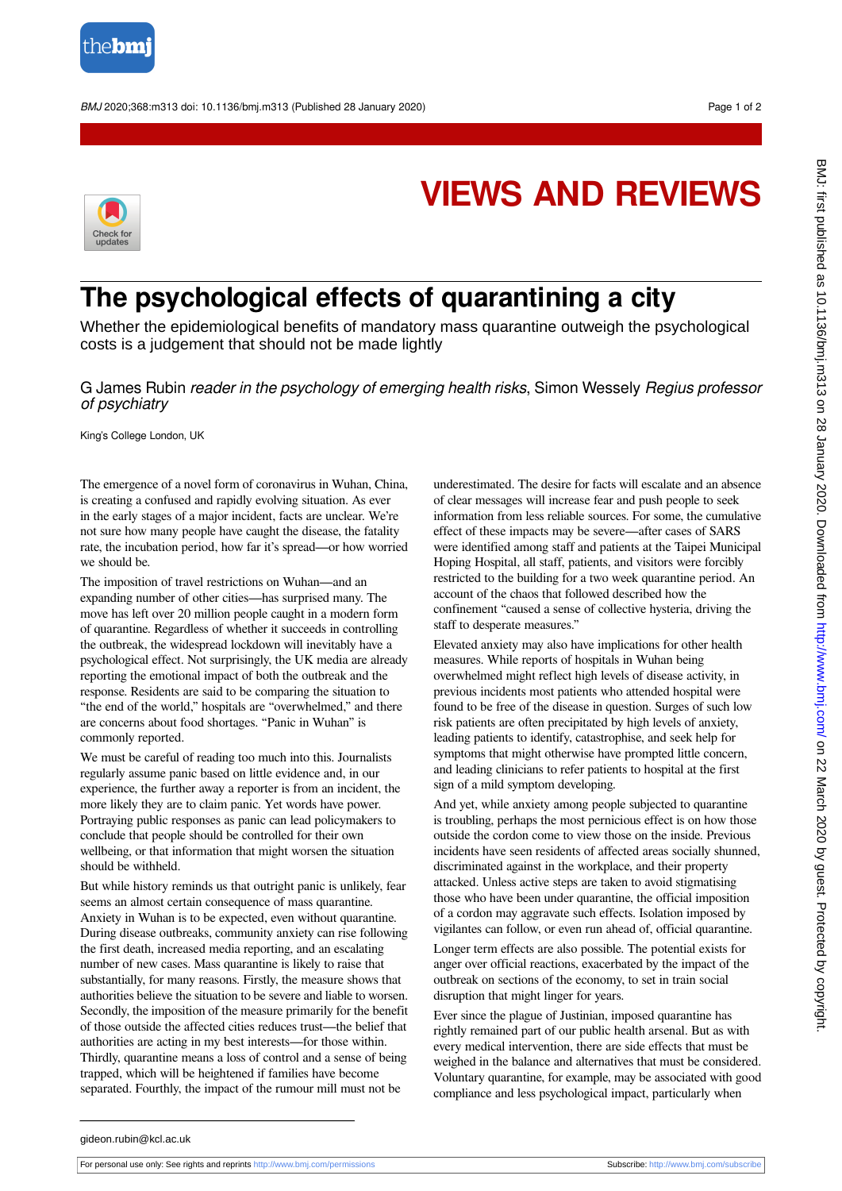VIEWS AND REVIEWS

# The psychological effects of quarantining a city

Whether the epidemiological benefits of mandatory mass quarantine outweigh the psychological costs is a judgement that should not be made lightly

G James Rubin *reader in the psychology of emerging health risks*, Simon Wessely *Regius professor of psychiatry*

King's College London, UK

The emergence of a novel form of coronavirus in Wuhan, China, is creating a confused and rapidly evolving situation. As ever in the early stages of a major incident, facts are unclear. We're not sure how many people have caught the disease, the fatality rate, the incubation period, how far it's spread—or how worried we should be.

The imposition of travel restrictions on Wuhan—and an expanding number of other cities—has surprised many. The move has left over 20 million people caught in a modern form of quarantine. Regardless of whether it succeeds in controlling the outbreak, the widespread lockdown will inevitably have a psychological effect. Not surprisingly, the UK media are already reporting the emotional impact of both the outbreak and the response. Residents are said to be comparing the situation to "the end of the world," hospitals are "overwhelmed," and there are concerns about food shortages. "Panic in Wuhan" is commonly reported.

We must be careful of reading too much into this. Journalists regularly assume panic based on little evidence and, in our experience, the further away a reporter is from an incident, the more likely they are to claim panic. Yet words have power. Portraying public responses as panic can lead policymakers to conclude that people should be controlled for their own wellbeing, or that information that might worsen the situation should be withheld.

But while history reminds us that outright panic is unlikely, fear seems an almost certain consequence of mass quarantine. Anxiety in Wuhan is to be expected, even without quarantine. During disease outbreaks, community anxiety can rise following the first death, increased media reporting, and an escalating number of new cases. Mass quarantine is likely to raise that substantially, for many reasons. Firstly, the measure shows that authorities believe the situation to be severe and liable to worsen. Secondly, the imposition of the measure primarily for the benefit of those outside the affected cities reduces trust—the belief that authorities are acting in my best interests—for those within. Thirdly, quarantine means a loss of control and a sense of being trapped, which will be heightened if families have become separated. Fourthly, the impact of the rumour mill must not be underestimated. The desire for facts will escalate and an absence of clear messages will increase fear and push people to seek information from less reliable sources. For some, the cumulative effect of these impacts may be severe—after cases of SARS were identified among staff and patients at the Taipei Municipal Hoping Hospital, all staff, patients, and visitors were forcibly restricted to the building for a two week quarantine period. An account of the chaos that followed described how the confinement "caused a sense of collective hysteria, driving the staff to desperate measures."

Elevated anxiety may also have implications for other health measures. While reports of hospitals in Wuhan being overwhelmed might reflect high levels of disease activity, in previous incidents most patients who attended hospital were found to be free of the disease in question. Surges of such low risk patients are often precipitated by high levels of anxiety, leading patients to identify, catastrophise, and seek help for symptoms that might otherwise have prompted little concern, and leading clinicians to refer patients to hospital at the first sign of a mild symptom developing.

And yet, while anxiety among people subjected to quarantine is troubling, perhaps the most pernicious effect is on how those outside the cordon come to view those on the inside. Previous incidents have seen residents of affected areas socially shunned, discriminated against in the workplace, and their property attacked. Unless active steps are taken to avoid stigmatising those who have been under quarantine, the official imposition of a cordon may aggravate such effects. Isolation imposed by vigilantes can follow, or even run ahead of, official quarantine.

Longer term effects are also possible. The potential exists for anger over official reactions, exacerbated by the impact of the outbreak on sections of the economy, to set in train social disruption that might linger for years.

Ever since the plague of Justinian, imposed quarantine has rightly remained part of our public health arsenal. But as with every medical intervention, there are side effects that must be weighed in the balance and alternatives that must be considered. Voluntary quarantine, for example, may be associated with good compliance and less psychological impact, particularly when

gideon.rubin@kcl.ac.uk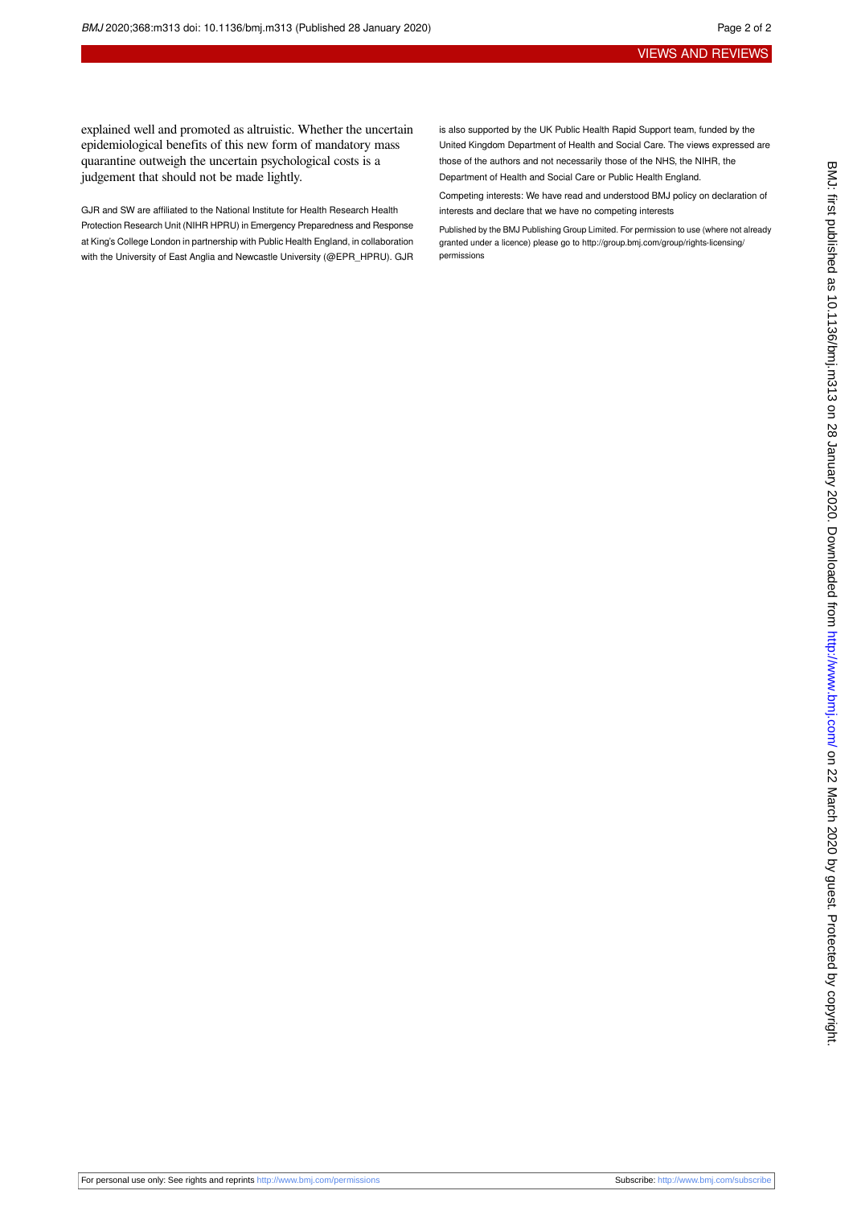explained well and promoted as altruistic. Whether the uncertain epidemiological benefits of this new form of mandatory mass quarantine outweigh the uncertain psychological costs is a judgement that should not be made lightly.

GJR and SW are affiliated to the National Institute for Health Research Health Protection Research Unit (NIHR HPRU) in Emergency Preparedness and Response at King's College London in partnership with Public Health England, in collaboration with the University of East Anglia and Newcastle University (@EPR_HPRU). GJR is also supported by the UK Public Health Rapid Support team, funded by the United Kingdom Department of Health and Social Care. The views expressed are those of the authors and not necessarily those of the NHS, the NIHR, the Department of Health and Social Care or Public Health England.

Competing interests: We have read and understood BMJ policy on declaration of interests and declare that we have no competing interests

Published by the BMJ Publishing Group Limited. For permission to use (where not already granted under a licence) please go to http://group.bmj.com/group/rights-licensing/permissions